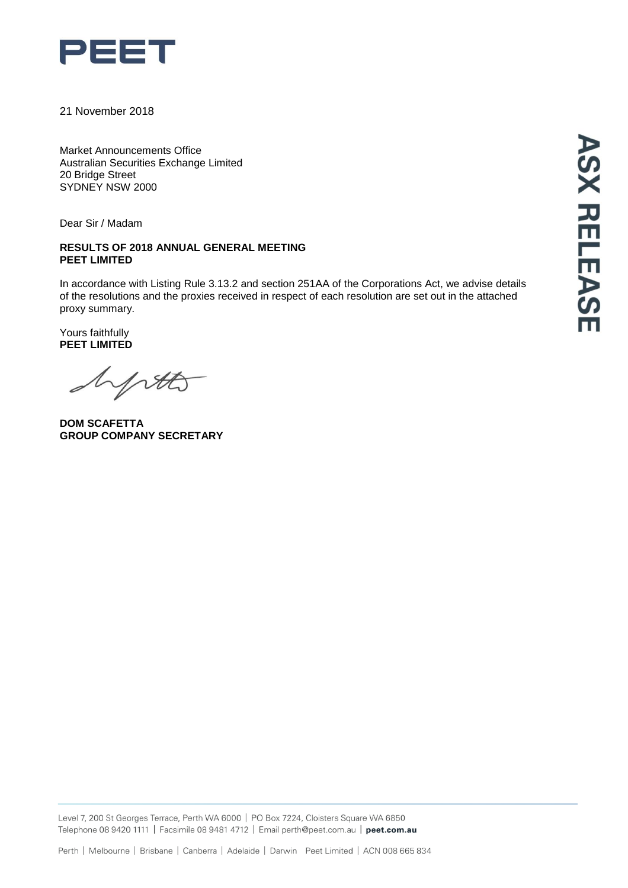PEET

21 November 2018

Market Announcements Office
Australian Securities Exchange Limited
20 Bridge Street
SYDNEY NSW 2000

ASX RELEASE

Dear Sir / Madam

**RESULTS OF 2018 ANNUAL GENERAL MEETING**
**PEET LIMITED**

In accordance with Listing Rule 3.13.2 and section 251AA of the Corporations Act, we advise details of the resolutions and the proxies received in respect of each resolution are set out in the attached proxy summary.

Yours faithfully
**PEET LIMITED**

**DOM SCAFETTA**
**GROUP COMPANY SECRETARY**

Level 7, 200 St Georges Terrace, Perth WA 6000 | PO Box 7224, Cloisters Square WA 6850
Telephone 08 9420 1111 | Facsimile 08 9481 4712 | Email perth@peet.com.au | **peet.com.au**

Perth | Melbourne | Brisbane | Canberra | Adelaide | Darwin Peet Limited | ACN 008 665 834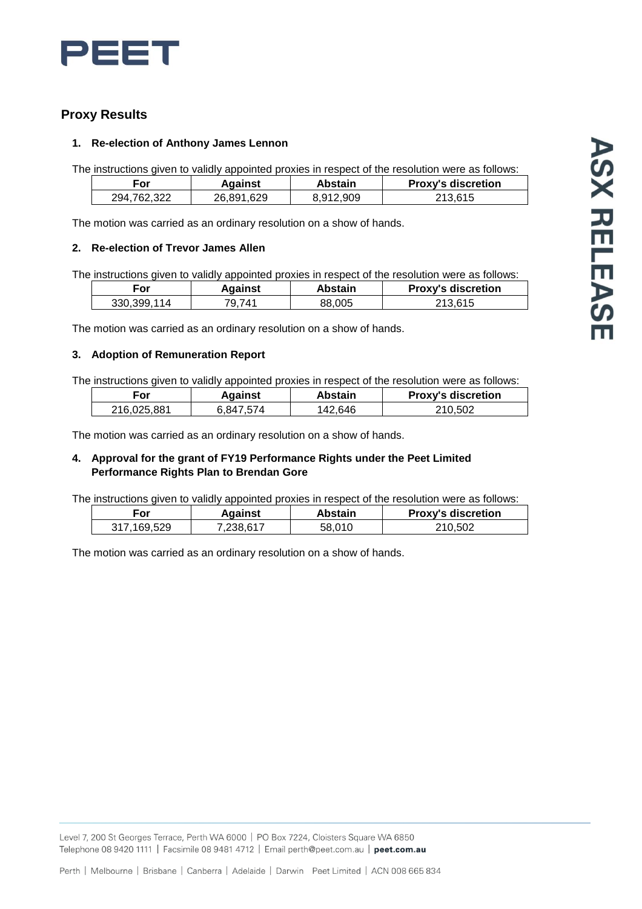## Proxy Results

### 1. Re-election of Anthony James Lennon

The instructions given to validly appointed proxies in respect of the resolution were as follows:

| For | Against | Abstain | Proxy's discretion |
|---|---|---|---|
| 294,762,322 | 26,891,629 | 8,912,909 | 213,615 |

The motion was carried as an ordinary resolution on a show of hands.

### 2. Re-election of Trevor James Allen

The instructions given to validly appointed proxies in respect of the resolution were as follows:

| For | Against | Abstain | Proxy's discretion |
|---|---|---|---|
| 330,399,114 | 79,741 | 88,005 | 213,615 |

The motion was carried as an ordinary resolution on a show of hands.

### 3. Adoption of Remuneration Report

The instructions given to validly appointed proxies in respect of the resolution were as follows:

| For | Against | Abstain | Proxy's discretion |
|---|---|---|---|
| 216,025,881 | 6,847,574 | 142,646 | 210,502 |

The motion was carried as an ordinary resolution on a show of hands.

### 4. Approval for the grant of FY19 Performance Rights under the Peet Limited Performance Rights Plan to Brendan Gore

The instructions given to validly appointed proxies in respect of the resolution were as follows:

| For | Against | Abstain | Proxy's discretion |
|---|---|---|---|
| 317,169,529 | 7,238,617 | 58,010 | 210,502 |

The motion was carried as an ordinary resolution on a show of hands.